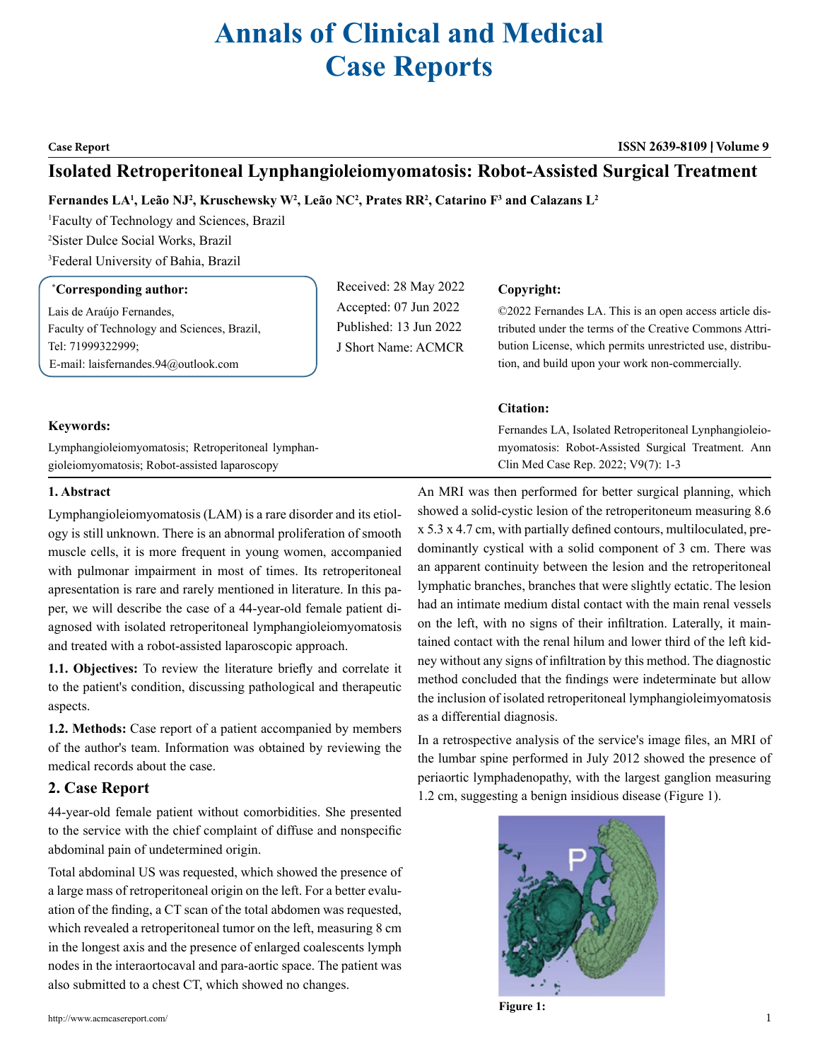# Annals of Clinical and Medical Case Reports

**Case Report** **ISSN 2639-8109 | Volume 9**

## Isolated Retroperitoneal Lynphangioleiomyomatosis: Robot-Assisted Surgical Treatment

**Fernandes LA[1], Leão NJ[2], Kruschewsky W[2], Leão NC[2], Prates RR[2], Catarino F[3] and Calazans L[2]**

[1]Faculty of Technology and Sciences, Brazil

[2]Sister Dulce Social Works, Brazil

[3]Federal University of Bahia, Brazil

**\*Corresponding author:**

Lais de Araújo Fernandes,
Faculty of Technology and Sciences, Brazil,
Tel: 71999322999;
E-mail: laisfernandes.94@outlook.com

Received: 28 May 2022
Accepted: 07 Jun 2022
Published: 13 Jun 2022
J Short Name: ACMCR

**Copyright:**

©2022 Fernandes LA. This is an open access article distributed under the terms of the Creative Commons Attribution License, which permits unrestricted use, distribution, and build upon your work non-commercially.

**Citation:**

Fernandes LA, Isolated Retroperitoneal Lynphangioleiomyomatosis: Robot-Assisted Surgical Treatment. Ann Clin Med Case Rep. 2022; V9(7): 1-3

**Keywords:**

Lymphangioleiomyomatosis; Retroperitoneal lymphangioleiomyomatosis; Robot-assisted laparoscopy

### 1. Abstract

Lymphangioleiomyomatosis (LAM) is a rare disorder and its etiology is still unknown. There is an abnormal proliferation of smooth muscle cells, it is more frequent in young women, accompanied with pulmonar impairment in most of times. Its retroperitoneal apresentation is rare and rarely mentioned in literature. In this paper, we will describe the case of a 44-year-old female patient diagnosed with isolated retroperitoneal lymphangioleiomyomatosis and treated with a robot-assisted laparoscopic approach.

**1.1. Objectives:** To review the literature briefly and correlate it to the patient's condition, discussing pathological and therapeutic aspects.

**1.2. Methods:** Case report of a patient accompanied by members of the author's team. Information was obtained by reviewing the medical records about the case.

## 2. Case Report

44-year-old female patient without comorbidities. She presented to the service with the chief complaint of diffuse and nonspecific abdominal pain of undetermined origin.

Total abdominal US was requested, which showed the presence of a large mass of retroperitoneal origin on the left. For a better evaluation of the finding, a CT scan of the total abdomen was requested, which revealed a retroperitoneal tumor on the left, measuring 8 cm in the longest axis and the presence of enlarged coalescents lymph nodes in the interaortocaval and para-aortic space. The patient was also submitted to a chest CT, which showed no changes.

An MRI was then performed for better surgical planning, which showed a solid-cystic lesion of the retroperitoneum measuring 8.6 x 5.3 x 4.7 cm, with partially defined contours, multiloculated, predominantly cystical with a solid component of 3 cm. There was an apparent continuity between the lesion and the retroperitoneal lymphatic branches, branches that were slightly ectatic. The lesion had an intimate medium distal contact with the main renal vessels on the left, with no signs of their infiltration. Laterally, it maintained contact with the renal hilum and lower third of the left kidney without any signs of infiltration by this method. The diagnostic method concluded that the findings were indeterminate but allow the inclusion of isolated retroperitoneal lymphangioleimyomatosis as a differential diagnosis.

In a retrospective analysis of the service's image files, an MRI of the lumbar spine performed in July 2012 showed the presence of periaortic lymphadenopathy, with the largest ganglion measuring 1.2 cm, suggesting a benign insidious disease (Figure 1).

**Figure 1:**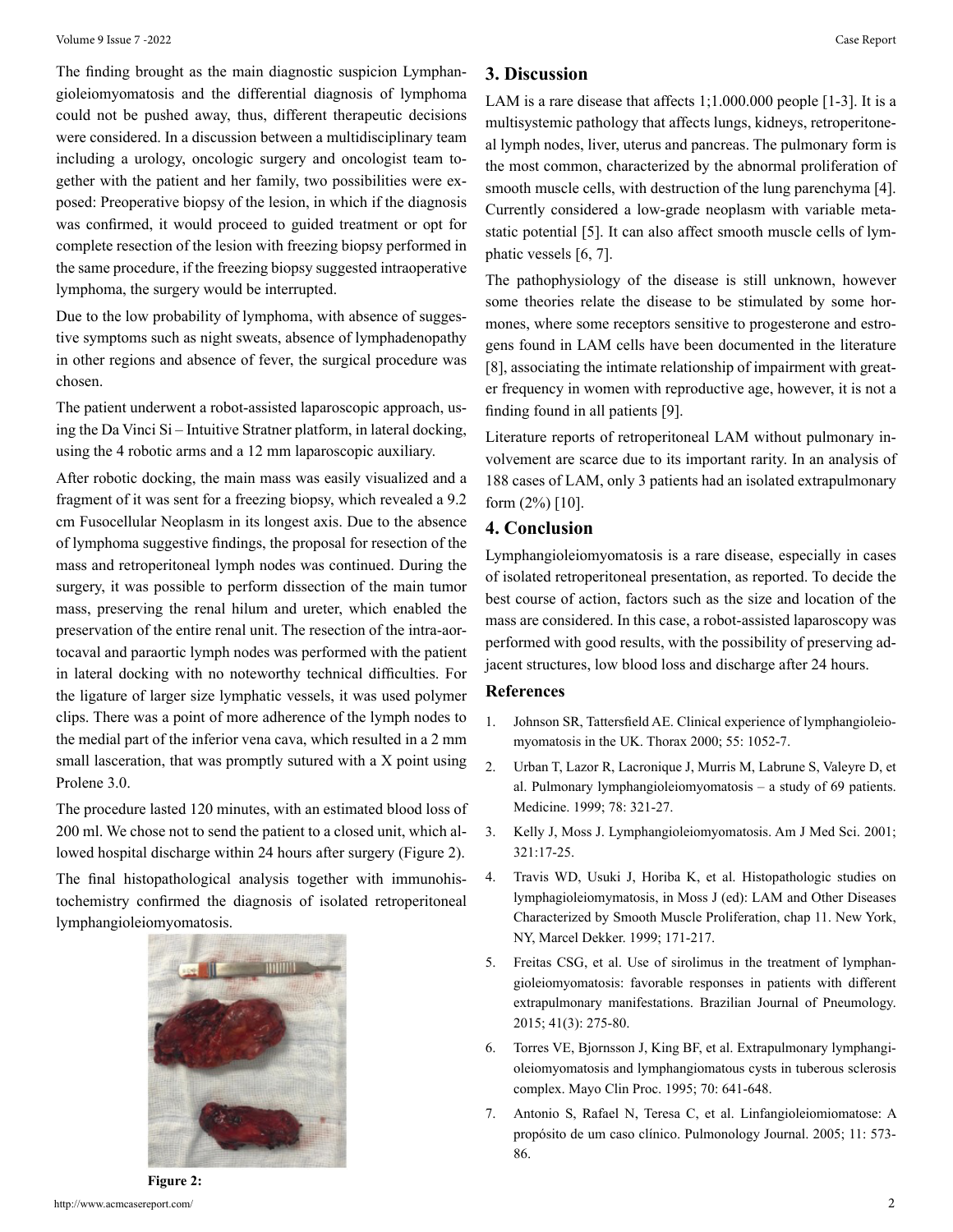The finding brought as the main diagnostic suspicion Lymphangioleiomyomatosis and the differential diagnosis of lymphoma could not be pushed away, thus, different therapeutic decisions were considered. In a discussion between a multidisciplinary team including a urology, oncologic surgery and oncologist team together with the patient and her family, two possibilities were exposed: Preoperative biopsy of the lesion, in which if the diagnosis was confirmed, it would proceed to guided treatment or opt for complete resection of the lesion with freezing biopsy performed in the same procedure, if the freezing biopsy suggested intraoperative lymphoma, the surgery would be interrupted.

Due to the low probability of lymphoma, with absence of suggestive symptoms such as night sweats, absence of lymphadenopathy in other regions and absence of fever, the surgical procedure was chosen.

The patient underwent a robot-assisted laparoscopic approach, using the Da Vinci Si – Intuitive Stratner platform, in lateral docking, using the 4 robotic arms and a 12 mm laparoscopic auxiliary.

After robotic docking, the main mass was easily visualized and a fragment of it was sent for a freezing biopsy, which revealed a 9.2 cm Fusocellular Neoplasm in its longest axis. Due to the absence of lymphoma suggestive findings, the proposal for resection of the mass and retroperitoneal lymph nodes was continued. During the surgery, it was possible to perform dissection of the main tumor mass, preserving the renal hilum and ureter, which enabled the preservation of the entire renal unit. The resection of the intra-aortocaval and paraortic lymph nodes was performed with the patient in lateral docking with no noteworthy technical difficulties. For the ligature of larger size lymphatic vessels, it was used polymer clips. There was a point of more adherence of the lymph nodes to the medial part of the inferior vena cava, which resulted in a 2 mm small lasceration, that was promptly sutured with a X point using Prolene 3.0.

The procedure lasted 120 minutes, with an estimated blood loss of 200 ml. We chose not to send the patient to a closed unit, which allowed hospital discharge within 24 hours after surgery (Figure 2).

The final histopathological analysis together with immunohistochemistry confirmed the diagnosis of isolated retroperitoneal lymphangioleiomyomatosis.

**Figure 2:**

## 3. Discussion

LAM is a rare disease that affects 1;1.000.000 people [1-3]. It is a multisystemic pathology that affects lungs, kidneys, retroperitoneal lymph nodes, liver, uterus and pancreas. The pulmonary form is the most common, characterized by the abnormal proliferation of smooth muscle cells, with destruction of the lung parenchyma [4]. Currently considered a low-grade neoplasm with variable metastatic potential [5]. It can also affect smooth muscle cells of lymphatic vessels [6, 7].

The pathophysiology of the disease is still unknown, however some theories relate the disease to be stimulated by some hormones, where some receptors sensitive to progesterone and estrogens found in LAM cells have been documented in the literature [8], associating the intimate relationship of impairment with greater frequency in women with reproductive age, however, it is not a finding found in all patients [9].

Literature reports of retroperitoneal LAM without pulmonary involvement are scarce due to its important rarity. In an analysis of 188 cases of LAM, only 3 patients had an isolated extrapulmonary form (2%) [10].

## 4. Conclusion

Lymphangioleiomyomatosis is a rare disease, especially in cases of isolated retroperitoneal presentation, as reported. To decide the best course of action, factors such as the size and location of the mass are considered. In this case, a robot-assisted laparoscopy was performed with good results, with the possibility of preserving adjacent structures, low blood loss and discharge after 24 hours.

## References

1. Johnson SR, Tattersfield AE. Clinical experience of lymphangioleiomyomatosis in the UK. Thorax 2000; 55: 1052-7.
2. Urban T, Lazor R, Lacronique J, Murris M, Labrune S, Valeyre D, et al. Pulmonary lymphangioleiomyomatosis – a study of 69 patients. Medicine. 1999; 78: 321-27.
3. Kelly J, Moss J. Lymphangioleiomyomatosis. Am J Med Sci. 2001; 321:17-25.
4. Travis WD, Usuki J, Horiba K, et al. Histopathologic studies on lymphagioleiomymatosis, in Moss J (ed): LAM and Other Diseases Characterized by Smooth Muscle Proliferation, chap 11. New York, NY, Marcel Dekker. 1999; 171-217.
5. Freitas CSG, et al. Use of sirolimus in the treatment of lymphangioleiomyomatosis: favorable responses in patients with different extrapulmonary manifestations. Brazilian Journal of Pneumology. 2015; 41(3): 275-80.
6. Torres VE, Bjornsson J, King BF, et al. Extrapulmonary lymphangioleiomyomatosis and lymphangiomatous cysts in tuberous sclerosis complex. Mayo Clin Proc. 1995; 70: 641-648.
7. Antonio S, Rafael N, Teresa C, et al. Linfangioleiomiomatose: A propósito de um caso clínico. Pulmonology Journal. 2005; 11: 573-86.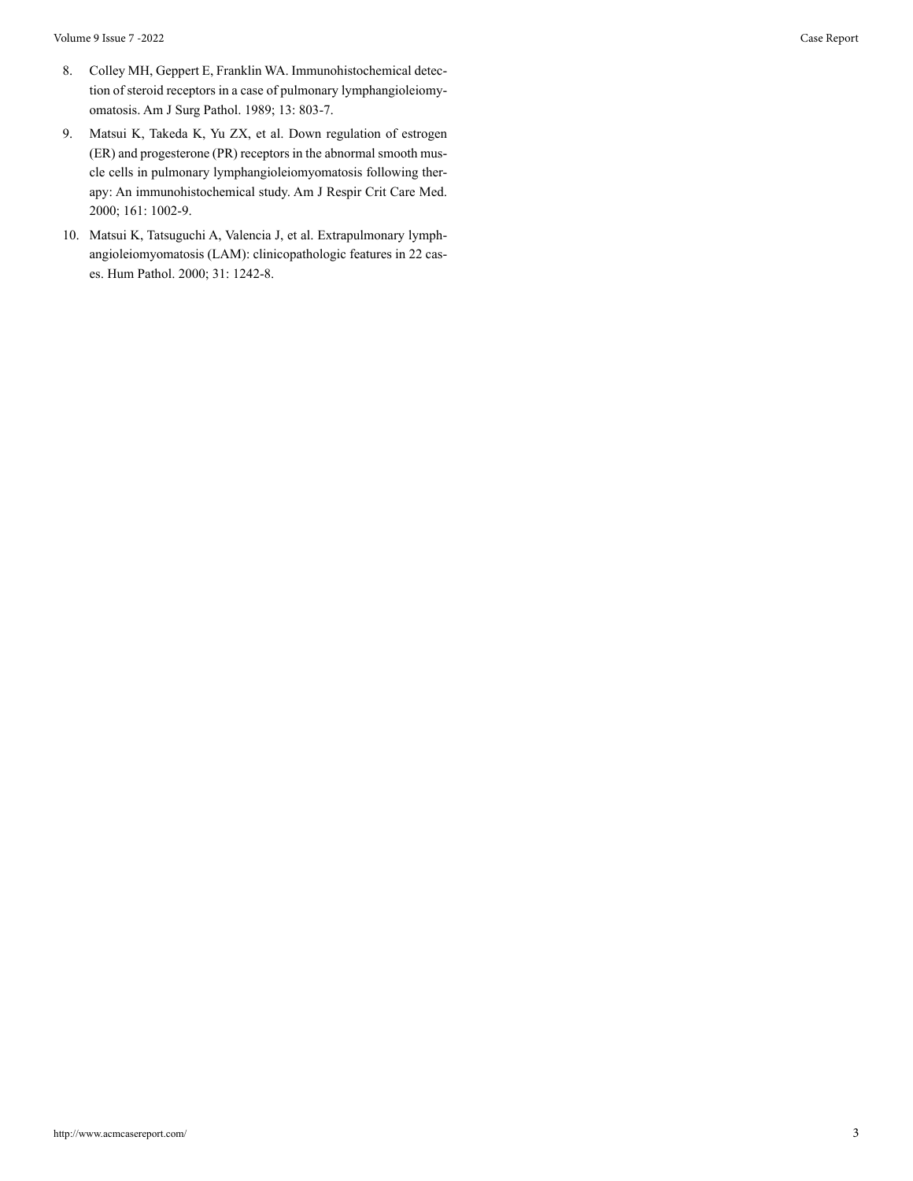8. Colley MH, Geppert E, Franklin WA. Immunohistochemical detection of steroid receptors in a case of pulmonary lymphangioleiomyomatosis. Am J Surg Pathol. 1989; 13: 803-7.

9. Matsui K, Takeda K, Yu ZX, et al. Down regulation of estrogen (ER) and progesterone (PR) receptors in the abnormal smooth muscle cells in pulmonary lymphangioleiomyomatosis following therapy: An immunohistochemical study. Am J Respir Crit Care Med. 2000; 161: 1002-9.

10. Matsui K, Tatsuguchi A, Valencia J, et al. Extrapulmonary lymphangioleiomyomatosis (LAM): clinicopathologic features in 22 cases. Hum Pathol. 2000; 31: 1242-8.